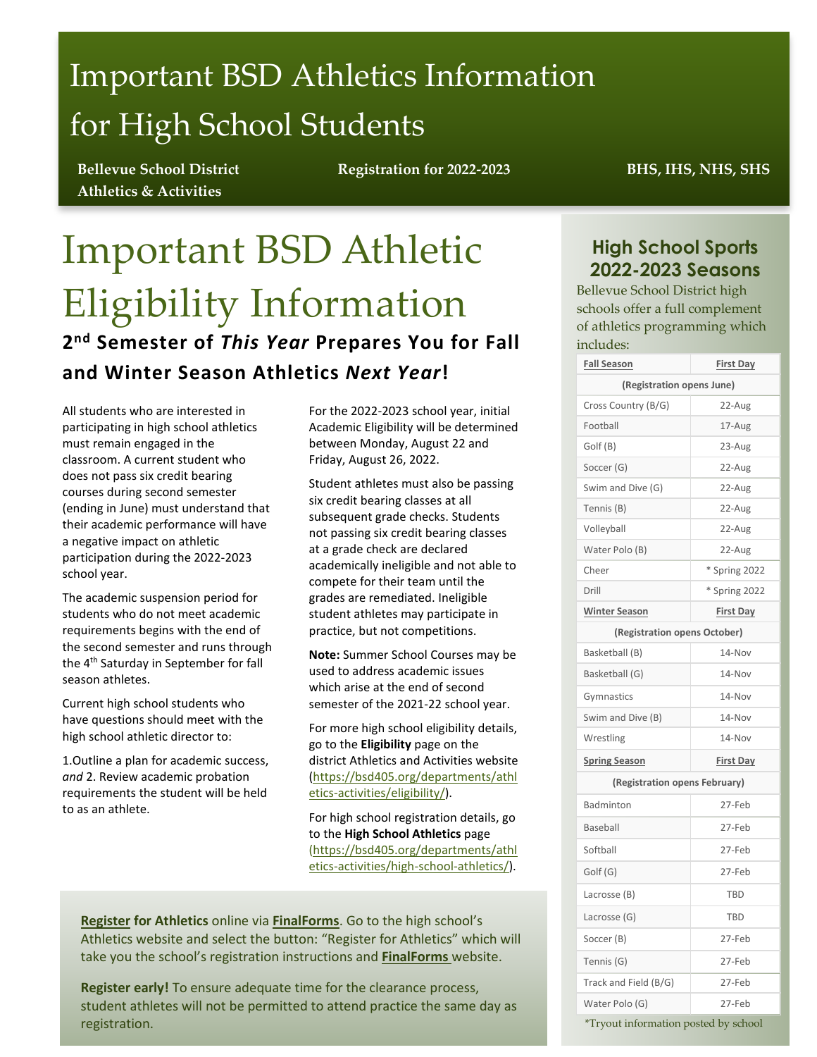# Important BSD Athletics Information for High School Students

**Bellevue School District Athletics & Activities** | **Registration for 2022-2023** | **BHS, IHS, NHS, SHS**

# Important BSD Athletic Eligibility Information

## 2nd Semester of *This Year* Prepares You for Fall and Winter Season Athletics *Next Year*!

All students who are interested in participating in high school athletics must remain engaged in the classroom. A current student who does not pass six credit bearing courses during second semester (ending in June) must understand that their academic performance will have a negative impact on athletic participation during the 2022-2023 school year.

The academic suspension period for students who do not meet academic requirements begins with the end of the second semester and runs through the 4th Saturday in September for fall season athletes.

Current high school students who have questions should meet with the high school athletic director to:

1.Outline a plan for academic success, *and* 2. Review academic probation requirements the student will be held to as an athlete.

For the 2022-2023 school year, initial Academic Eligibility will be determined between Monday, August 22 and Friday, August 26, 2022.

Student athletes must also be passing six credit bearing classes at all subsequent grade checks. Students not passing six credit bearing classes at a grade check are declared academically ineligible and not able to compete for their team until the grades are remediated. Ineligible student athletes may participate in practice, but not competitions.

**Note:** Summer School Courses may be used to address academic issues which arise at the end of second semester of the 2021-22 school year.

For more high school eligibility details, go to the **Eligibility** page on the district Athletics and Activities website (https://bsd405.org/departments/athletics-activities/eligibility/).

For high school registration details, go to the **High School Athletics** page (https://bsd405.org/departments/athletics-activities/high-school-athletics/).

**Register for Athletics** online via **FinalForms**. Go to the high school's Athletics website and select the button: "Register for Athletics" which will take you the school's registration instructions and **FinalForms** website.

**Register early!** To ensure adequate time for the clearance process, student athletes will not be permitted to attend practice the same day as registration.

## High School Sports 2022-2023 Seasons

Bellevue School District high schools offer a full complement of athletics programming which includes:

| Fall Season | First Day |
|---|---|
| (Registration opens June) | |
| Cross Country (B/G) | 22-Aug |
| Football | 17-Aug |
| Golf (B) | 23-Aug |
| Soccer (G) | 22-Aug |
| Swim and Dive (G) | 22-Aug |
| Tennis (B) | 22-Aug |
| Volleyball | 22-Aug |
| Water Polo (B) | 22-Aug |
| Cheer | * Spring 2022 |
| Drill | * Spring 2022 |
| **Winter Season** | **First Day** |
| (Registration opens October) | |
| Basketball (B) | 14-Nov |
| Basketball (G) | 14-Nov |
| Gymnastics | 14-Nov |
| Swim and Dive (B) | 14-Nov |
| Wrestling | 14-Nov |
| **Spring Season** | **First Day** |
| (Registration opens February) | |
| Badminton | 27-Feb |
| Baseball | 27-Feb |
| Softball | 27-Feb |
| Golf (G) | 27-Feb |
| Lacrosse (B) | TBD |
| Lacrosse (G) | TBD |
| Soccer (B) | 27-Feb |
| Tennis (G) | 27-Feb |
| Track and Field (B/G) | 27-Feb |
| Water Polo (G) | 27-Feb |

*Tryout information posted by school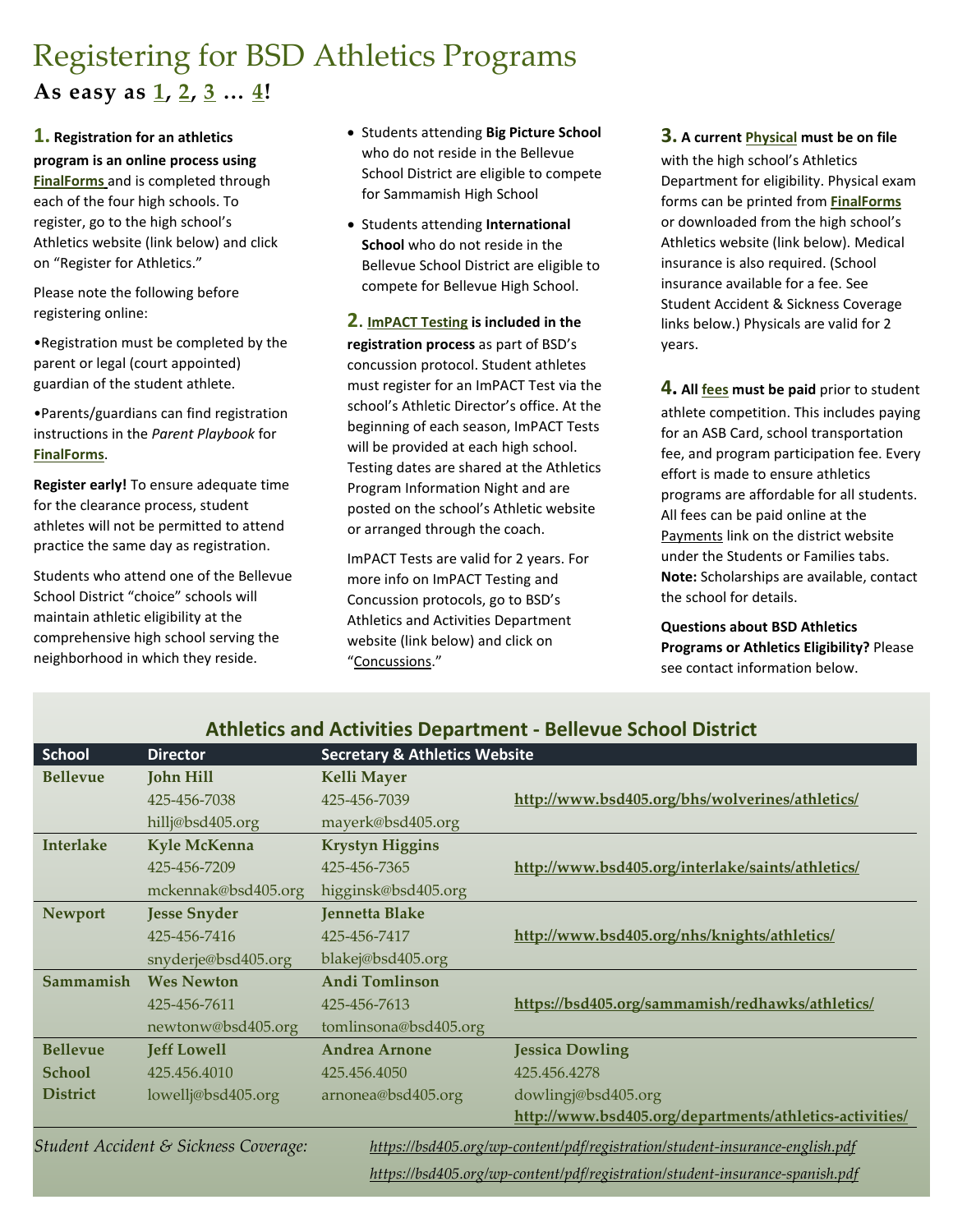# Registering for BSD Athletics Programs

## As easy as 1, 2, 3 ... 4!

**1. Registration for an athletics program is an online process using FinalForms** and is completed through each of the four high schools. To register, go to the high school's Athletics website (link below) and click on "Register for Athletics."

Please note the following before registering online:

•Registration must be completed by the parent or legal (court appointed) guardian of the student athlete.

•Parents/guardians can find registration instructions in the *Parent Playbook* for **FinalForms**.

**Register early!** To ensure adequate time for the clearance process, student athletes will not be permitted to attend practice the same day as registration.

Students who attend one of the Bellevue School District "choice" schools will maintain athletic eligibility at the comprehensive high school serving the neighborhood in which they reside.

- Students attending **Big Picture School** who do not reside in the Bellevue School District are eligible to compete for Sammamish High School
- Students attending **International School** who do not reside in the Bellevue School District are eligible to compete for Bellevue High School.

**2. ImPACT Testing is included in the registration process** as part of BSD's concussion protocol. Student athletes must register for an ImPACT Test via the school's Athletic Director's office. At the beginning of each season, ImPACT Tests will be provided at each high school. Testing dates are shared at the Athletics Program Information Night and are posted on the school's Athletic website or arranged through the coach.

ImPACT Tests are valid for 2 years. For more info on ImPACT Testing and Concussion protocols, go to BSD's Athletics and Activities Department website (link below) and click on "Concussions."

**3. A current Physical must be on file** with the high school's Athletics Department for eligibility. Physical exam forms can be printed from **FinalForms** or downloaded from the high school's Athletics website (link below). Medical insurance is also required. (School insurance available for a fee. See Student Accident & Sickness Coverage links below.) Physicals are valid for 2 years.

**4. All fees must be paid** prior to student athlete competition. This includes paying for an ASB Card, school transportation fee, and program participation fee. Every effort is made to ensure athletics programs are affordable for all students. All fees can be paid online at the Payments link on the district website under the Students or Families tabs. **Note:** Scholarships are available, contact the school for details.

**Questions about BSD Athletics Programs or Athletics Eligibility?** Please see contact information below.

## Athletics and Activities Department - Bellevue School District

| School | Director | Secretary & Athletics Website | |
|---|---|---|---|
| **Bellevue** | **John Hill**<br>425-456-7038<br>hillj@bsd405.org | **Kelli Mayer**<br>425-456-7039<br>mayerk@bsd405.org | http://www.bsd405.org/bhs/wolverines/athletics/ |
| **Interlake** | **Kyle McKenna**<br>425-456-7209<br>mckennak@bsd405.org | **Krystyn Higgins**<br>425-456-7365<br>higginsk@bsd405.org | http://www.bsd405.org/interlake/saints/athletics/ |
| **Newport** | **Jesse Snyder**<br>425-456-7416<br>snyderje@bsd405.org | **Jennetta Blake**<br>425-456-7417<br>blakej@bsd405.org | http://www.bsd405.org/nhs/knights/athletics/ |
| **Sammamish** | **Wes Newton**<br>425-456-7611<br>newtonw@bsd405.org | **Andi Tomlinson**<br>425-456-7613<br>tomlinsona@bsd405.org | https://bsd405.org/sammamish/redhawks/athletics/ |
| **Bellevue School District** | **Jeff Lowell**<br>425.456.4010<br>lowellj@bsd405.org | **Andrea Arnone**<br>425.456.4050<br>arnonea@bsd405.org | **Jessica Dowling**<br>425.456.4278<br>dowlingj@bsd405.org<br>http://www.bsd405.org/departments/athletics-activities/ |

*Student Accident & Sickness Coverage:*

*https://bsd405.org/wp-content/pdf/registration/student-insurance-english.pdf*

*https://bsd405.org/wp-content/pdf/registration/student-insurance-spanish.pdf*